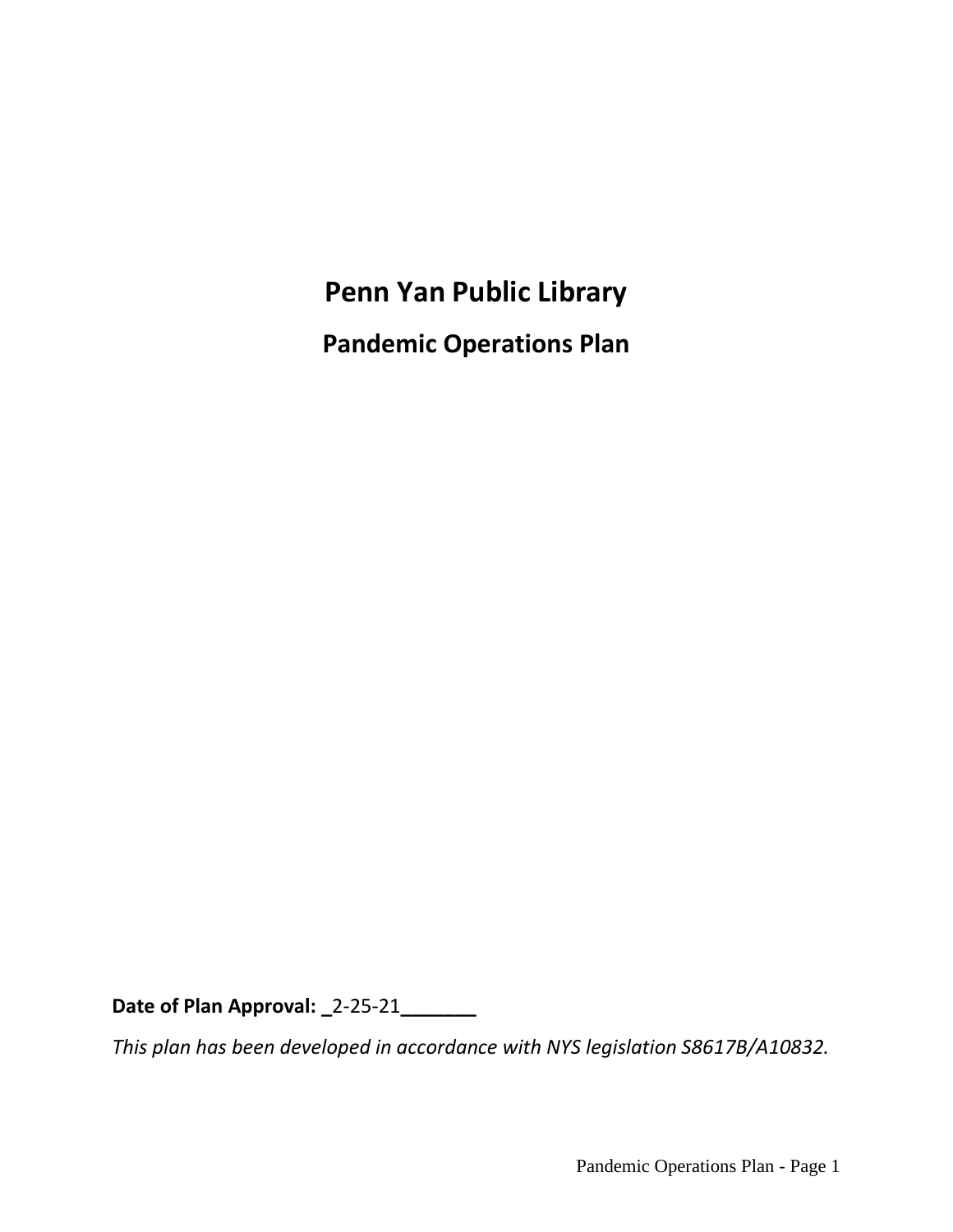# Penn Yan Public Library

## Pandemic Operations Plan

**Date of Plan Approval:** **_**2-25-21**_______**

*This plan has been developed in accordance with NYS legislation S8617B/A10832.*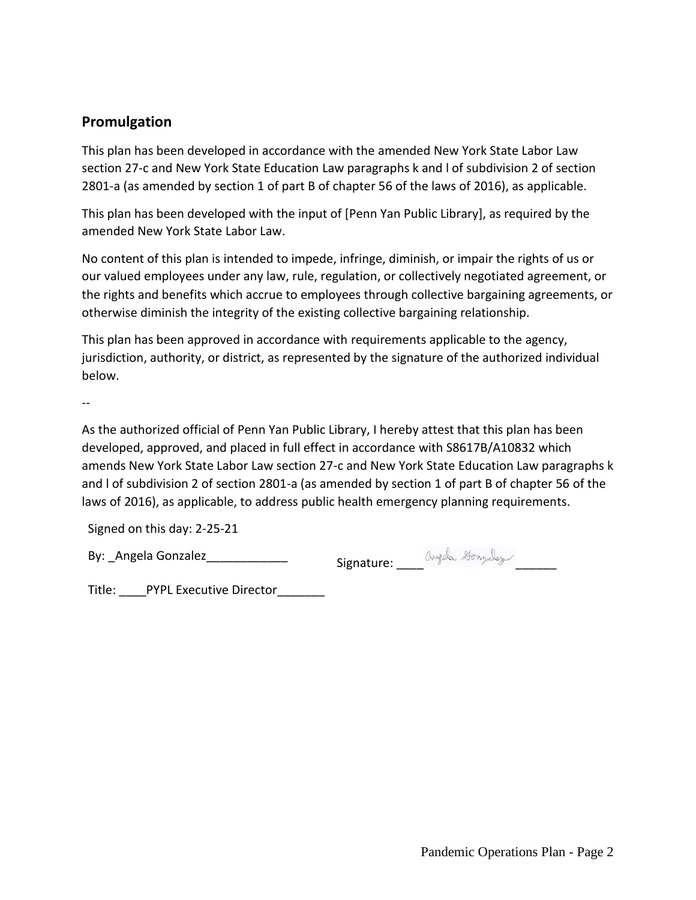## Promulgation

This plan has been developed in accordance with the amended New York State Labor Law section 27-c and New York State Education Law paragraphs k and l of subdivision 2 of section 2801-a (as amended by section 1 of part B of chapter 56 of the laws of 2016), as applicable.

This plan has been developed with the input of [Penn Yan Public Library], as required by the amended New York State Labor Law.

No content of this plan is intended to impede, infringe, diminish, or impair the rights of us or our valued employees under any law, rule, regulation, or collectively negotiated agreement, or the rights and benefits which accrue to employees through collective bargaining agreements, or otherwise diminish the integrity of the existing collective bargaining relationship.

This plan has been approved in accordance with requirements applicable to the agency, jurisdiction, authority, or district, as represented by the signature of the authorized individual below.

--

As the authorized official of Penn Yan Public Library, I hereby attest that this plan has been developed, approved, and placed in full effect in accordance with S8617B/A10832 which amends New York State Labor Law section 27-c and New York State Education Law paragraphs k and l of subdivision 2 of section 2801-a (as amended by section 1 of part B of chapter 56 of the laws of 2016), as applicable, to address public health emergency planning requirements.

Signed on this day: 2-25-21

By: _Angela Gonzalez____________ Signature: ____ Angela Gonzalez ______

Title: ____PYPL Executive Director_______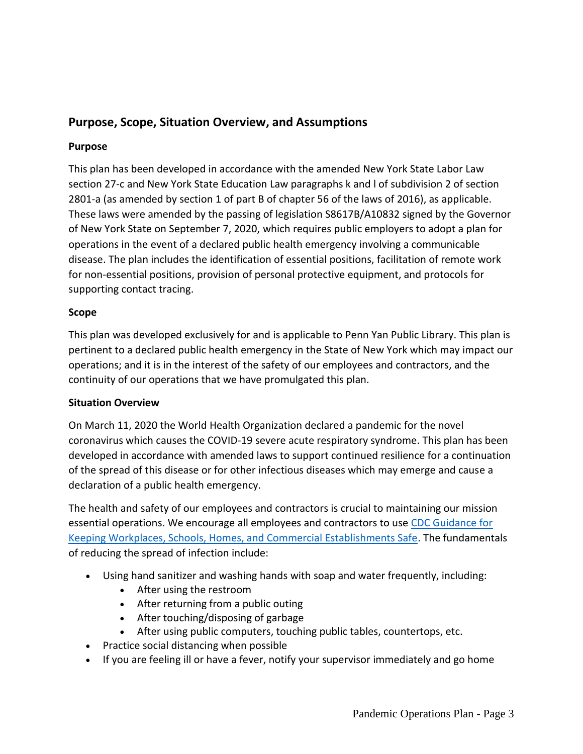## Purpose, Scope, Situation Overview, and Assumptions

### Purpose

This plan has been developed in accordance with the amended New York State Labor Law section 27-c and New York State Education Law paragraphs k and l of subdivision 2 of section 2801-a (as amended by section 1 of part B of chapter 56 of the laws of 2016), as applicable. These laws were amended by the passing of legislation S8617B/A10832 signed by the Governor of New York State on September 7, 2020, which requires public employers to adopt a plan for operations in the event of a declared public health emergency involving a communicable disease. The plan includes the identification of essential positions, facilitation of remote work for non-essential positions, provision of personal protective equipment, and protocols for supporting contact tracing.

### Scope

This plan was developed exclusively for and is applicable to Penn Yan Public Library. This plan is pertinent to a declared public health emergency in the State of New York which may impact our operations; and it is in the interest of the safety of our employees and contractors, and the continuity of our operations that we have promulgated this plan.

### Situation Overview

On March 11, 2020 the World Health Organization declared a pandemic for the novel coronavirus which causes the COVID-19 severe acute respiratory syndrome. This plan has been developed in accordance with amended laws to support continued resilience for a continuation of the spread of this disease or for other infectious diseases which may emerge and cause a declaration of a public health emergency.

The health and safety of our employees and contractors is crucial to maintaining our mission essential operations. We encourage all employees and contractors to use CDC Guidance for Keeping Workplaces, Schools, Homes, and Commercial Establishments Safe. The fundamentals of reducing the spread of infection include:

- Using hand sanitizer and washing hands with soap and water frequently, including:
  - After using the restroom
  - After returning from a public outing
  - After touching/disposing of garbage
  - After using public computers, touching public tables, countertops, etc.
- Practice social distancing when possible
- If you are feeling ill or have a fever, notify your supervisor immediately and go home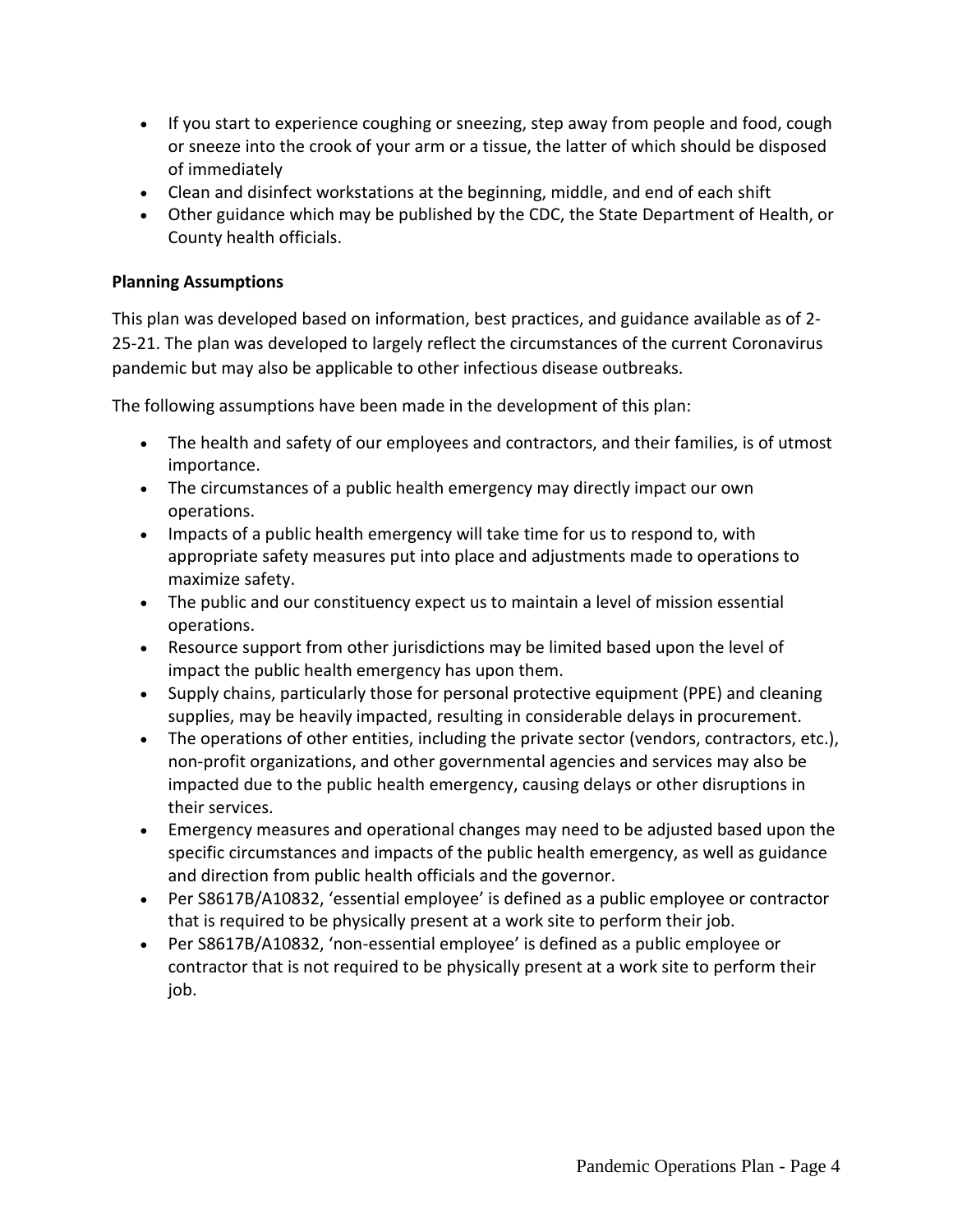- If you start to experience coughing or sneezing, step away from people and food, cough or sneeze into the crook of your arm or a tissue, the latter of which should be disposed of immediately
- Clean and disinfect workstations at the beginning, middle, and end of each shift
- Other guidance which may be published by the CDC, the State Department of Health, or County health officials.

**Planning Assumptions**

This plan was developed based on information, best practices, and guidance available as of 2-25-21. The plan was developed to largely reflect the circumstances of the current Coronavirus pandemic but may also be applicable to other infectious disease outbreaks.

The following assumptions have been made in the development of this plan:

- The health and safety of our employees and contractors, and their families, is of utmost importance.
- The circumstances of a public health emergency may directly impact our own operations.
- Impacts of a public health emergency will take time for us to respond to, with appropriate safety measures put into place and adjustments made to operations to maximize safety.
- The public and our constituency expect us to maintain a level of mission essential operations.
- Resource support from other jurisdictions may be limited based upon the level of impact the public health emergency has upon them.
- Supply chains, particularly those for personal protective equipment (PPE) and cleaning supplies, may be heavily impacted, resulting in considerable delays in procurement.
- The operations of other entities, including the private sector (vendors, contractors, etc.), non-profit organizations, and other governmental agencies and services may also be impacted due to the public health emergency, causing delays or other disruptions in their services.
- Emergency measures and operational changes may need to be adjusted based upon the specific circumstances and impacts of the public health emergency, as well as guidance and direction from public health officials and the governor.
- Per S8617B/A10832, 'essential employee' is defined as a public employee or contractor that is required to be physically present at a work site to perform their job.
- Per S8617B/A10832, 'non-essential employee' is defined as a public employee or contractor that is not required to be physically present at a work site to perform their job.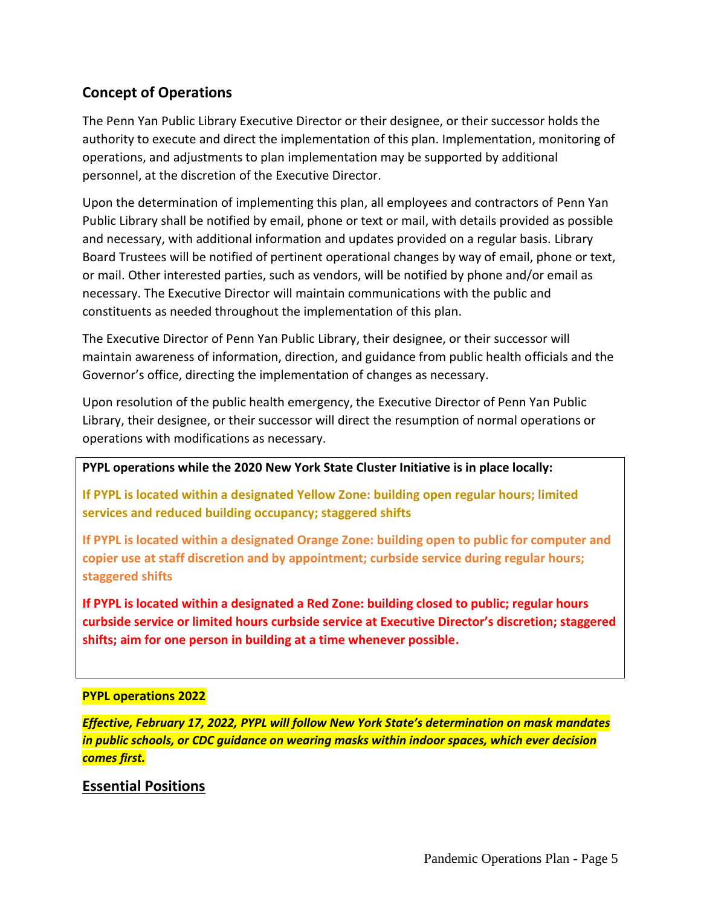## Concept of Operations

The Penn Yan Public Library Executive Director or their designee, or their successor holds the authority to execute and direct the implementation of this plan. Implementation, monitoring of operations, and adjustments to plan implementation may be supported by additional personnel, at the discretion of the Executive Director.

Upon the determination of implementing this plan, all employees and contractors of Penn Yan Public Library shall be notified by email, phone or text or mail, with details provided as possible and necessary, with additional information and updates provided on a regular basis. Library Board Trustees will be notified of pertinent operational changes by way of email, phone or text, or mail. Other interested parties, such as vendors, will be notified by phone and/or email as necessary. The Executive Director will maintain communications with the public and constituents as needed throughout the implementation of this plan.

The Executive Director of Penn Yan Public Library, their designee, or their successor will maintain awareness of information, direction, and guidance from public health officials and the Governor's office, directing the implementation of changes as necessary.

Upon resolution of the public health emergency, the Executive Director of Penn Yan Public Library, their designee, or their successor will direct the resumption of normal operations or operations with modifications as necessary.

**PYPL operations while the 2020 New York State Cluster Initiative is in place locally:**

**If PYPL is located within a designated Yellow Zone: building open regular hours; limited services and reduced building occupancy; staggered shifts**

**If PYPL is located within a designated Orange Zone: building open to public for computer and copier use at staff discretion and by appointment; curbside service during regular hours; staggered shifts**

**If PYPL is located within a designated a Red Zone: building closed to public; regular hours curbside service or limited hours curbside service at Executive Director's discretion; staggered shifts; aim for one person in building at a time whenever possible.**

**PYPL operations 2022**

***Effective, February 17, 2022, PYPL will follow New York State's determination on mask mandates in public schools, or CDC guidance on wearing masks within indoor spaces, which ever decision comes first.***

## Essential Positions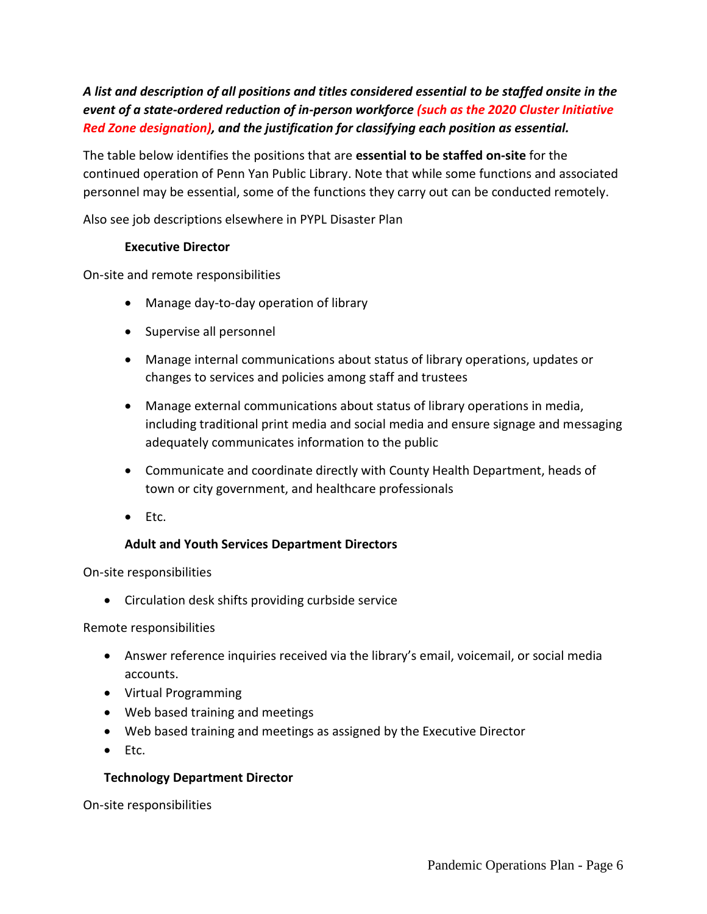***A list and description of all positions and titles considered essential to be staffed onsite in the event of a state-ordered reduction of in-person workforce (such as the 2020 Cluster Initiative Red Zone designation), and the justification for classifying each position as essential.***

The table below identifies the positions that are **essential to be staffed on-site** for the continued operation of Penn Yan Public Library. Note that while some functions and associated personnel may be essential, some of the functions they carry out can be conducted remotely.

Also see job descriptions elsewhere in PYPL Disaster Plan

**Executive Director**

On-site and remote responsibilities

- Manage day-to-day operation of library
- Supervise all personnel
- Manage internal communications about status of library operations, updates or changes to services and policies among staff and trustees
- Manage external communications about status of library operations in media, including traditional print media and social media and ensure signage and messaging adequately communicates information to the public
- Communicate and coordinate directly with County Health Department, heads of town or city government, and healthcare professionals
- Etc.

**Adult and Youth Services Department Directors**

On-site responsibilities

- Circulation desk shifts providing curbside service

Remote responsibilities

- Answer reference inquiries received via the library's email, voicemail, or social media accounts.
- Virtual Programming
- Web based training and meetings
- Web based training and meetings as assigned by the Executive Director
- Etc.

**Technology Department Director**

On-site responsibilities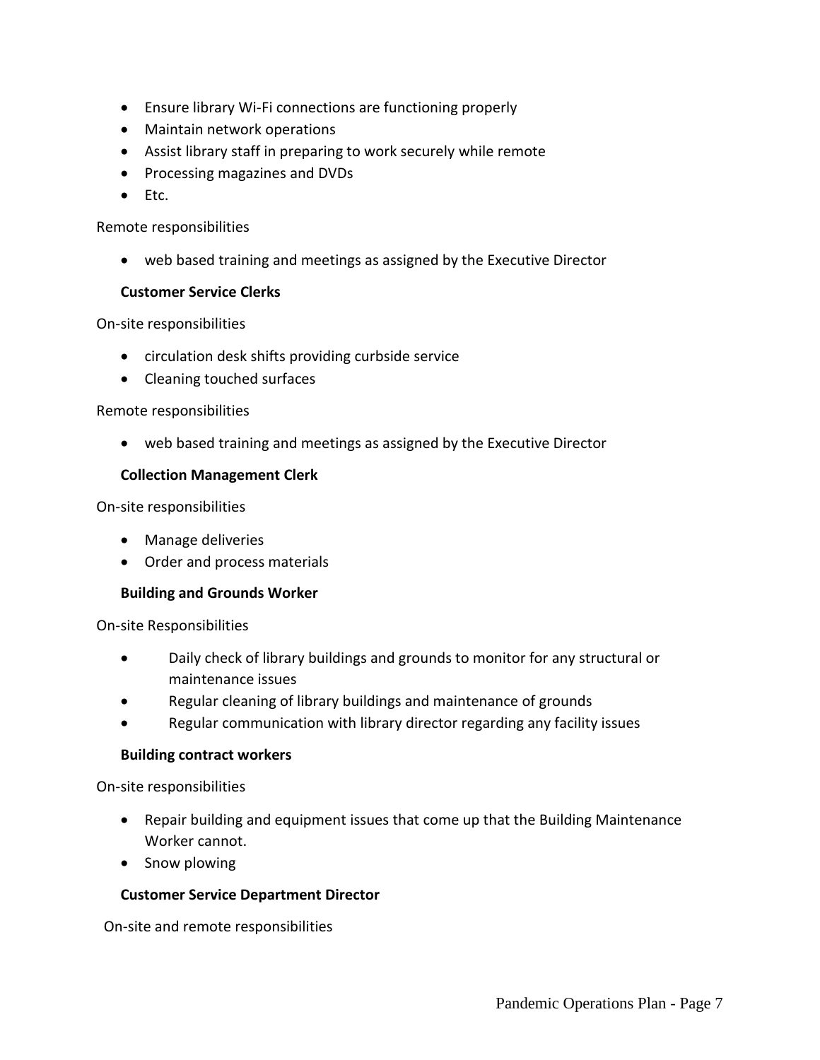- Ensure library Wi-Fi connections are functioning properly
- Maintain network operations
- Assist library staff in preparing to work securely while remote
- Processing magazines and DVDs
- Etc.

Remote responsibilities

- web based training and meetings as assigned by the Executive Director

**Customer Service Clerks**

On-site responsibilities

- circulation desk shifts providing curbside service
- Cleaning touched surfaces

Remote responsibilities

- web based training and meetings as assigned by the Executive Director

**Collection Management Clerk**

On-site responsibilities

- Manage deliveries
- Order and process materials

**Building and Grounds Worker**

On-site Responsibilities

- Daily check of library buildings and grounds to monitor for any structural or maintenance issues
- Regular cleaning of library buildings and maintenance of grounds
- Regular communication with library director regarding any facility issues

**Building contract workers**

On-site responsibilities

- Repair building and equipment issues that come up that the Building Maintenance Worker cannot.
- Snow plowing

**Customer Service Department Director**

On-site and remote responsibilities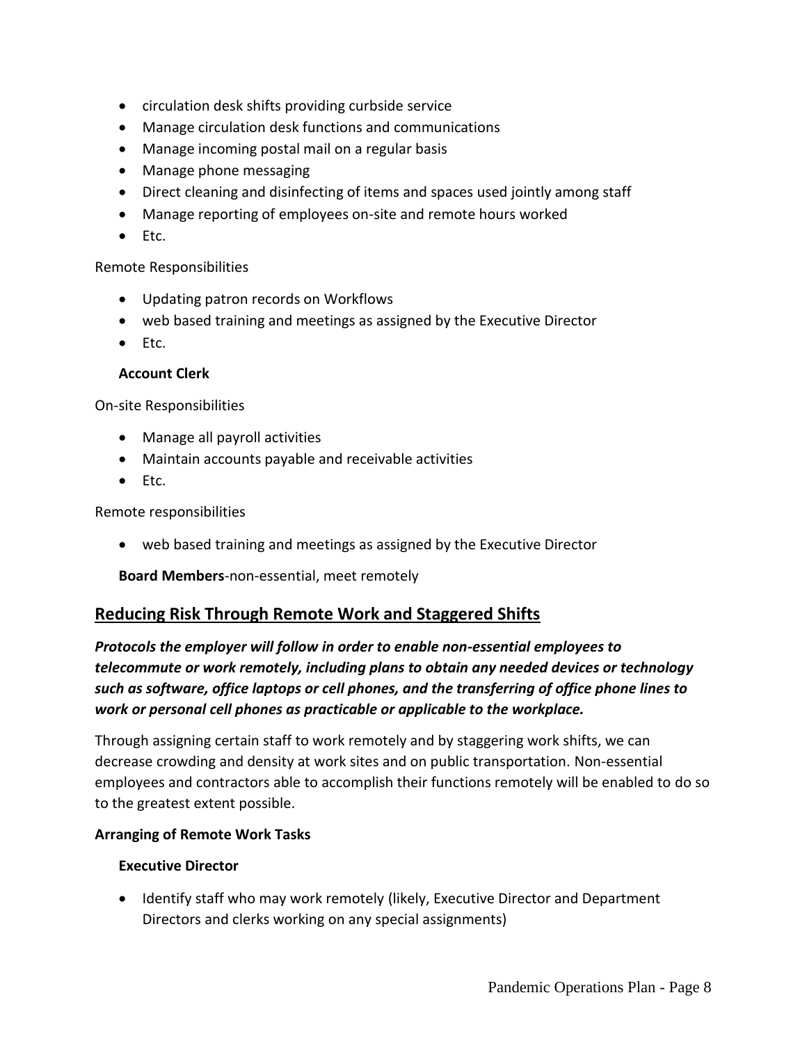- circulation desk shifts providing curbside service
- Manage circulation desk functions and communications
- Manage incoming postal mail on a regular basis
- Manage phone messaging
- Direct cleaning and disinfecting of items and spaces used jointly among staff
- Manage reporting of employees on-site and remote hours worked
- Etc.

Remote Responsibilities

- Updating patron records on Workflows
- web based training and meetings as assigned by the Executive Director
- Etc.

**Account Clerk**

On-site Responsibilities

- Manage all payroll activities
- Maintain accounts payable and receivable activities
- Etc.

Remote responsibilities

- web based training and meetings as assigned by the Executive Director

**Board Members**-non-essential, meet remotely

## Reducing Risk Through Remote Work and Staggered Shifts

***Protocols the employer will follow in order to enable non-essential employees to telecommute or work remotely, including plans to obtain any needed devices or technology such as software, office laptops or cell phones, and the transferring of office phone lines to work or personal cell phones as practicable or applicable to the workplace.***

Through assigning certain staff to work remotely and by staggering work shifts, we can decrease crowding and density at work sites and on public transportation. Non-essential employees and contractors able to accomplish their functions remotely will be enabled to do so to the greatest extent possible.

**Arranging of Remote Work Tasks**

**Executive Director**

- Identify staff who may work remotely (likely, Executive Director and Department Directors and clerks working on any special assignments)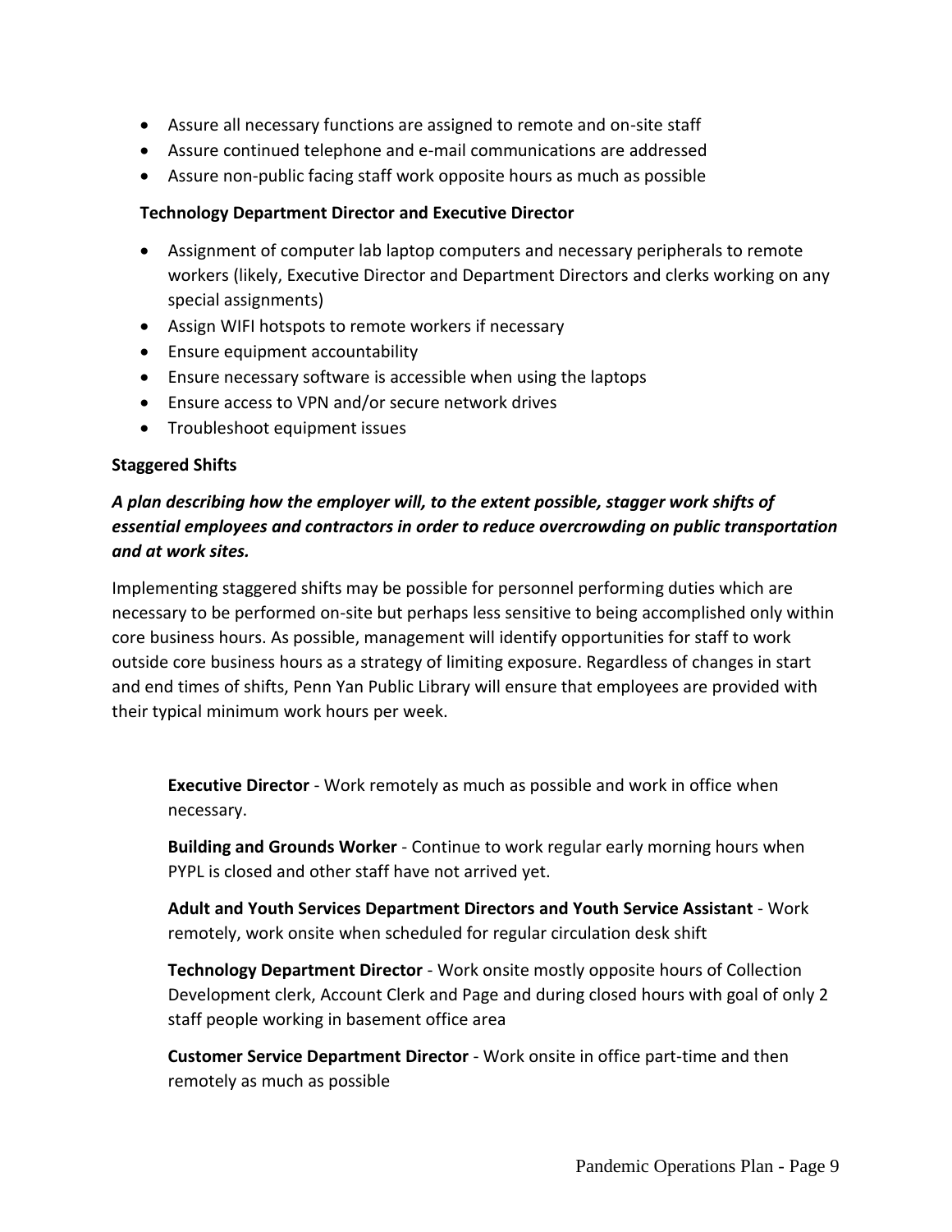- Assure all necessary functions are assigned to remote and on-site staff
- Assure continued telephone and e-mail communications are addressed
- Assure non-public facing staff work opposite hours as much as possible

**Technology Department Director and Executive Director**

- Assignment of computer lab laptop computers and necessary peripherals to remote workers (likely, Executive Director and Department Directors and clerks working on any special assignments)
- Assign WIFI hotspots to remote workers if necessary
- Ensure equipment accountability
- Ensure necessary software is accessible when using the laptops
- Ensure access to VPN and/or secure network drives
- Troubleshoot equipment issues

**Staggered Shifts**

***A plan describing how the employer will, to the extent possible, stagger work shifts of essential employees and contractors in order to reduce overcrowding on public transportation and at work sites.***

Implementing staggered shifts may be possible for personnel performing duties which are necessary to be performed on-site but perhaps less sensitive to being accomplished only within core business hours. As possible, management will identify opportunities for staff to work outside core business hours as a strategy of limiting exposure. Regardless of changes in start and end times of shifts, Penn Yan Public Library will ensure that employees are provided with their typical minimum work hours per week.

**Executive Director** - Work remotely as much as possible and work in office when necessary.

**Building and Grounds Worker** - Continue to work regular early morning hours when PYPL is closed and other staff have not arrived yet.

**Adult and Youth Services Department Directors and Youth Service Assistant** - Work remotely, work onsite when scheduled for regular circulation desk shift

**Technology Department Director** - Work onsite mostly opposite hours of Collection Development clerk, Account Clerk and Page and during closed hours with goal of only 2 staff people working in basement office area

**Customer Service Department Director** - Work onsite in office part-time and then remotely as much as possible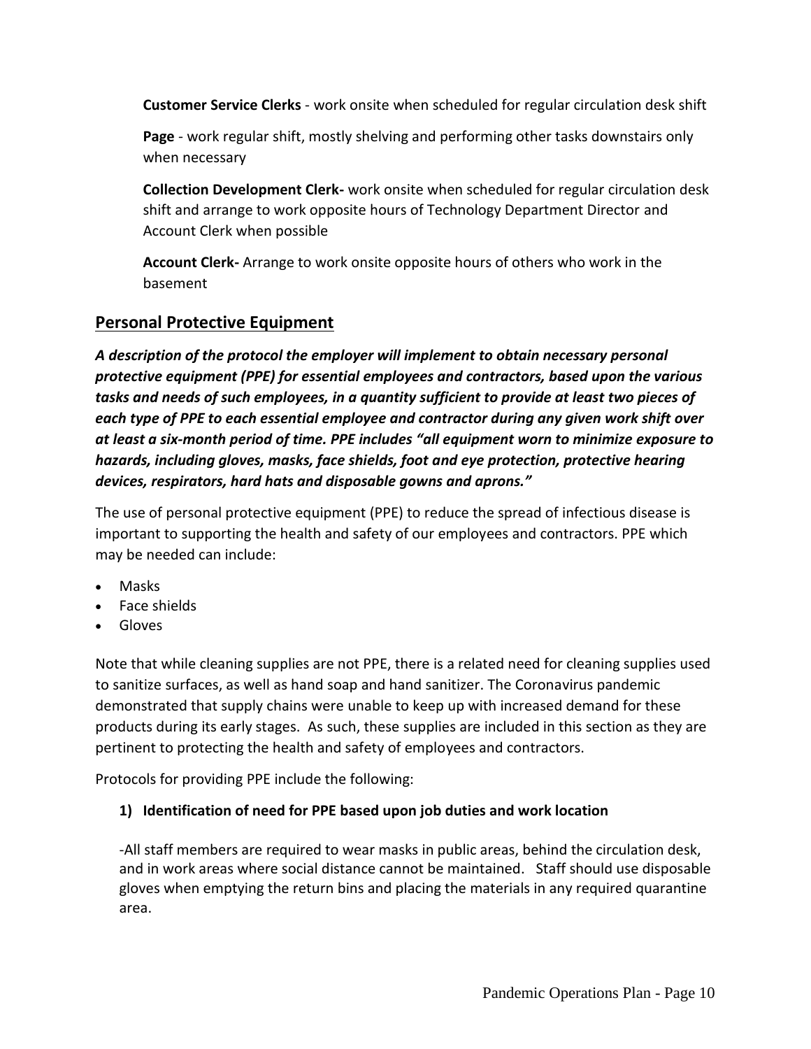**Customer Service Clerks** - work onsite when scheduled for regular circulation desk shift

**Page** - work regular shift, mostly shelving and performing other tasks downstairs only when necessary

**Collection Development Clerk-** work onsite when scheduled for regular circulation desk shift and arrange to work opposite hours of Technology Department Director and Account Clerk when possible

**Account Clerk-** Arrange to work onsite opposite hours of others who work in the basement

## Personal Protective Equipment

***A description of the protocol the employer will implement to obtain necessary personal protective equipment (PPE) for essential employees and contractors, based upon the various tasks and needs of such employees, in a quantity sufficient to provide at least two pieces of each type of PPE to each essential employee and contractor during any given work shift over at least a six-month period of time. PPE includes "all equipment worn to minimize exposure to hazards, including gloves, masks, face shields, foot and eye protection, protective hearing devices, respirators, hard hats and disposable gowns and aprons."***

The use of personal protective equipment (PPE) to reduce the spread of infectious disease is important to supporting the health and safety of our employees and contractors. PPE which may be needed can include:

- Masks
- Face shields
- Gloves

Note that while cleaning supplies are not PPE, there is a related need for cleaning supplies used to sanitize surfaces, as well as hand soap and hand sanitizer. The Coronavirus pandemic demonstrated that supply chains were unable to keep up with increased demand for these products during its early stages. As such, these supplies are included in this section as they are pertinent to protecting the health and safety of employees and contractors.

Protocols for providing PPE include the following:

**1) Identification of need for PPE based upon job duties and work location**

-All staff members are required to wear masks in public areas, behind the circulation desk, and in work areas where social distance cannot be maintained. Staff should use disposable gloves when emptying the return bins and placing the materials in any required quarantine area.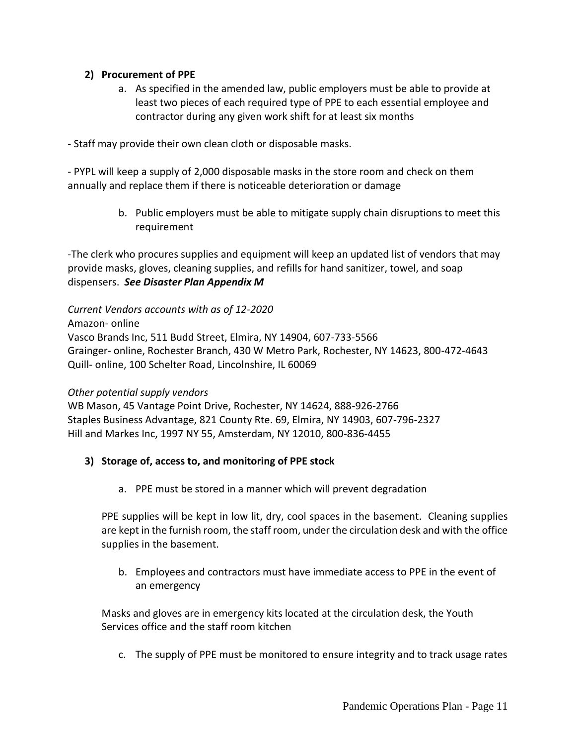2) **Procurement of PPE**

   a. As specified in the amended law, public employers must be able to provide at least two pieces of each required type of PPE to each essential employee and contractor during any given work shift for at least six months

- Staff may provide their own clean cloth or disposable masks.

- PYPL will keep a supply of 2,000 disposable masks in the store room and check on them annually and replace them if there is noticeable deterioration or damage

   b. Public employers must be able to mitigate supply chain disruptions to meet this requirement

-The clerk who procures supplies and equipment will keep an updated list of vendors that may provide masks, gloves, cleaning supplies, and refills for hand sanitizer, towel, and soap dispensers. ***See Disaster Plan Appendix M***

*Current Vendors accounts with as of 12-2020*
Amazon- online
Vasco Brands Inc, 511 Budd Street, Elmira, NY 14904, 607-733-5566
Grainger- online, Rochester Branch, 430 W Metro Park, Rochester, NY 14623, 800-472-4643
Quill- online, 100 Schelter Road, Lincolnshire, IL 60069

*Other potential supply vendors*
WB Mason, 45 Vantage Point Drive, Rochester, NY 14624, 888-926-2766
Staples Business Advantage, 821 County Rte. 69, Elmira, NY 14903, 607-796-2327
Hill and Markes Inc, 1997 NY 55, Amsterdam, NY 12010, 800-836-4455

3) **Storage of, access to, and monitoring of PPE stock**

   a. PPE must be stored in a manner which will prevent degradation

   PPE supplies will be kept in low lit, dry, cool spaces in the basement. Cleaning supplies are kept in the furnish room, the staff room, under the circulation desk and with the office supplies in the basement.

   b. Employees and contractors must have immediate access to PPE in the event of an emergency

   Masks and gloves are in emergency kits located at the circulation desk, the Youth Services office and the staff room kitchen

   c. The supply of PPE must be monitored to ensure integrity and to track usage rates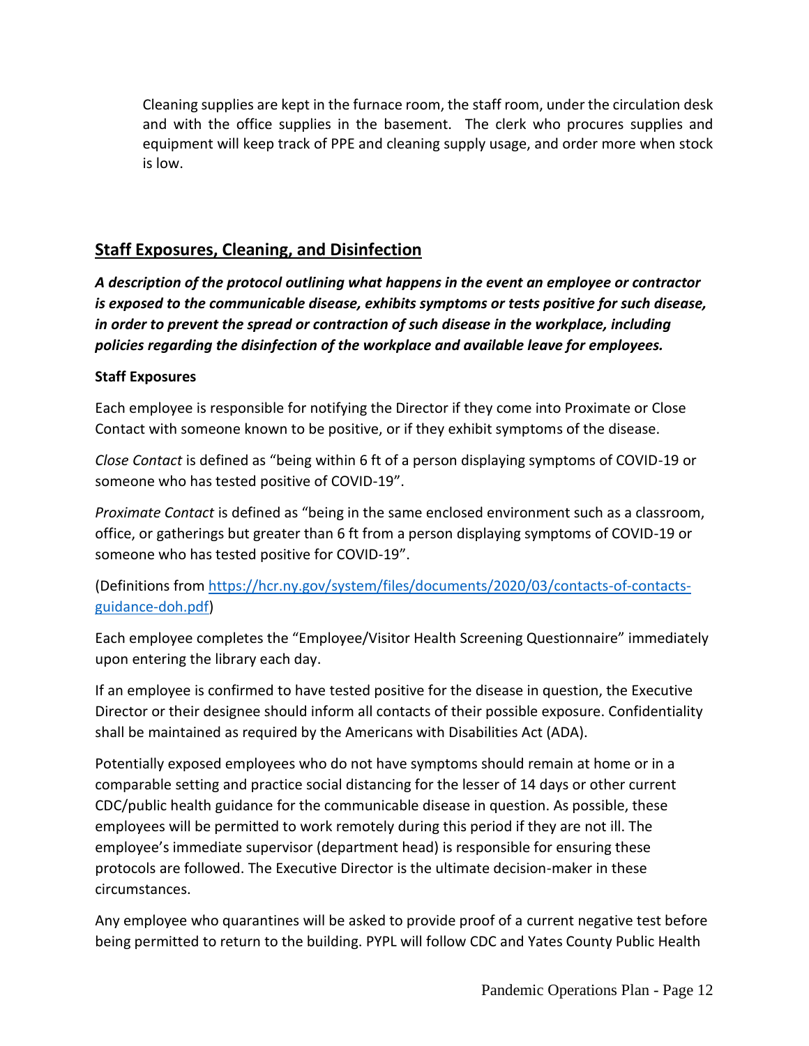Cleaning supplies are kept in the furnace room, the staff room, under the circulation desk and with the office supplies in the basement. The clerk who procures supplies and equipment will keep track of PPE and cleaning supply usage, and order more when stock is low.

## Staff Exposures, Cleaning, and Disinfection

***A description of the protocol outlining what happens in the event an employee or contractor is exposed to the communicable disease, exhibits symptoms or tests positive for such disease, in order to prevent the spread or contraction of such disease in the workplace, including policies regarding the disinfection of the workplace and available leave for employees.***

**Staff Exposures**

Each employee is responsible for notifying the Director if they come into Proximate or Close Contact with someone known to be positive, or if they exhibit symptoms of the disease.

*Close Contact* is defined as "being within 6 ft of a person displaying symptoms of COVID-19 or someone who has tested positive of COVID-19".

*Proximate Contact* is defined as "being in the same enclosed environment such as a classroom, office, or gatherings but greater than 6 ft from a person displaying symptoms of COVID-19 or someone who has tested positive for COVID-19".

(Definitions from [https://hcr.ny.gov/system/files/documents/2020/03/contacts-of-contacts-guidance-doh.pdf](https://hcr.ny.gov/system/files/documents/2020/03/contacts-of-contacts-guidance-doh.pdf))

Each employee completes the "Employee/Visitor Health Screening Questionnaire" immediately upon entering the library each day.

If an employee is confirmed to have tested positive for the disease in question, the Executive Director or their designee should inform all contacts of their possible exposure. Confidentiality shall be maintained as required by the Americans with Disabilities Act (ADA).

Potentially exposed employees who do not have symptoms should remain at home or in a comparable setting and practice social distancing for the lesser of 14 days or other current CDC/public health guidance for the communicable disease in question. As possible, these employees will be permitted to work remotely during this period if they are not ill. The employee's immediate supervisor (department head) is responsible for ensuring these protocols are followed. The Executive Director is the ultimate decision-maker in these circumstances.

Any employee who quarantines will be asked to provide proof of a current negative test before being permitted to return to the building. PYPL will follow CDC and Yates County Public Health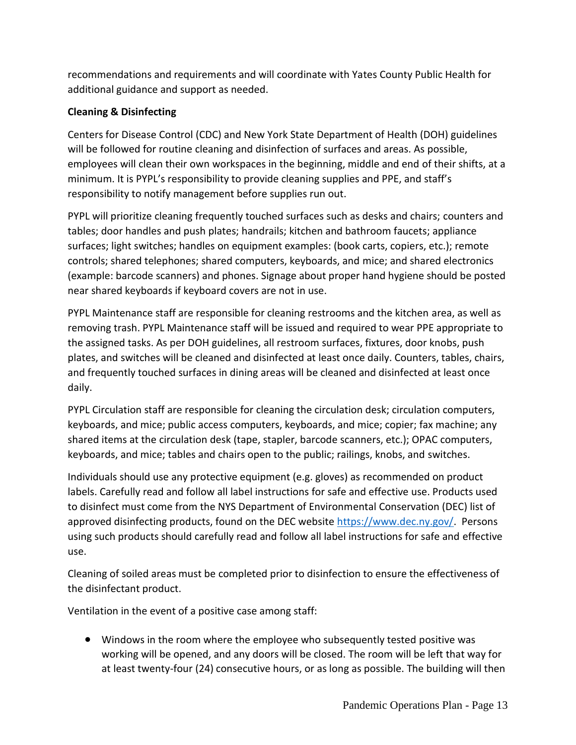recommendations and requirements and will coordinate with Yates County Public Health for additional guidance and support as needed.

**Cleaning & Disinfecting**

Centers for Disease Control (CDC) and New York State Department of Health (DOH) guidelines will be followed for routine cleaning and disinfection of surfaces and areas. As possible, employees will clean their own workspaces in the beginning, middle and end of their shifts, at a minimum. It is PYPL's responsibility to provide cleaning supplies and PPE, and staff's responsibility to notify management before supplies run out.

PYPL will prioritize cleaning frequently touched surfaces such as desks and chairs; counters and tables; door handles and push plates; handrails; kitchen and bathroom faucets; appliance surfaces; light switches; handles on equipment examples: (book carts, copiers, etc.); remote controls; shared telephones; shared computers, keyboards, and mice; and shared electronics (example: barcode scanners) and phones. Signage about proper hand hygiene should be posted near shared keyboards if keyboard covers are not in use.

PYPL Maintenance staff are responsible for cleaning restrooms and the kitchen area, as well as removing trash. PYPL Maintenance staff will be issued and required to wear PPE appropriate to the assigned tasks. As per DOH guidelines, all restroom surfaces, fixtures, door knobs, push plates, and switches will be cleaned and disinfected at least once daily. Counters, tables, chairs, and frequently touched surfaces in dining areas will be cleaned and disinfected at least once daily.

PYPL Circulation staff are responsible for cleaning the circulation desk; circulation computers, keyboards, and mice; public access computers, keyboards, and mice; copier; fax machine; any shared items at the circulation desk (tape, stapler, barcode scanners, etc.); OPAC computers, keyboards, and mice; tables and chairs open to the public; railings, knobs, and switches.

Individuals should use any protective equipment (e.g. gloves) as recommended on product labels. Carefully read and follow all label instructions for safe and effective use. Products used to disinfect must come from the NYS Department of Environmental Conservation (DEC) list of approved disinfecting products, found on the DEC website [https://www.dec.ny.gov/](https://www.dec.ny.gov/). Persons using such products should carefully read and follow all label instructions for safe and effective use.

Cleaning of soiled areas must be completed prior to disinfection to ensure the effectiveness of the disinfectant product.

Ventilation in the event of a positive case among staff:

- Windows in the room where the employee who subsequently tested positive was working will be opened, and any doors will be closed. The room will be left that way for at least twenty-four (24) consecutive hours, or as long as possible. The building will then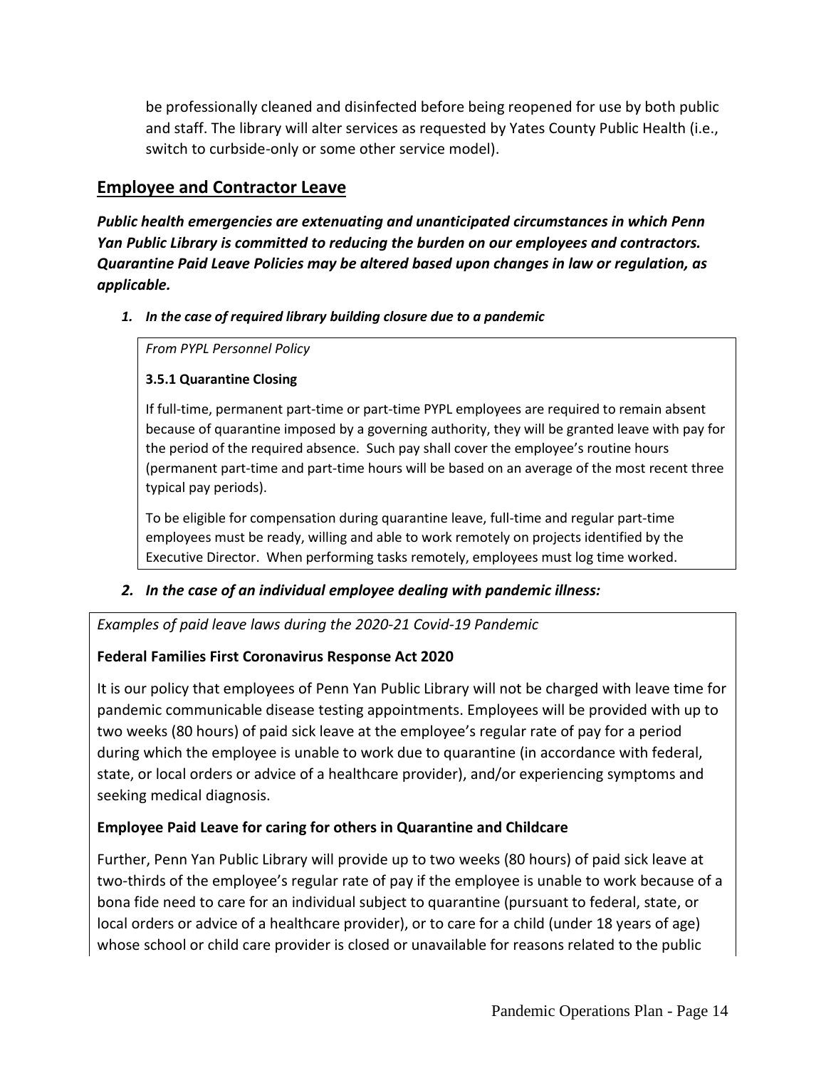be professionally cleaned and disinfected before being reopened for use by both public and staff. The library will alter services as requested by Yates County Public Health (i.e., switch to curbside-only or some other service model).

## Employee and Contractor Leave

***Public health emergencies are extenuating and unanticipated circumstances in which Penn Yan Public Library is committed to reducing the burden on our employees and contractors. Quarantine Paid Leave Policies may be altered based upon changes in law or regulation, as applicable.***

1. ***In the case of required library building closure due to a pandemic***

> *From PYPL Personnel Policy*
>
> **3.5.1 Quarantine Closing**
>
> If full-time, permanent part-time or part-time PYPL employees are required to remain absent because of quarantine imposed by a governing authority, they will be granted leave with pay for the period of the required absence. Such pay shall cover the employee's routine hours (permanent part-time and part-time hours will be based on an average of the most recent three typical pay periods).
>
> To be eligible for compensation during quarantine leave, full-time and regular part-time employees must be ready, willing and able to work remotely on projects identified by the Executive Director. When performing tasks remotely, employees must log time worked.

2. ***In the case of an individual employee dealing with pandemic illness:***

> *Examples of paid leave laws during the 2020-21 Covid-19 Pandemic*
>
> **Federal Families First Coronavirus Response Act 2020**
>
> It is our policy that employees of Penn Yan Public Library will not be charged with leave time for pandemic communicable disease testing appointments. Employees will be provided with up to two weeks (80 hours) of paid sick leave at the employee's regular rate of pay for a period during which the employee is unable to work due to quarantine (in accordance with federal, state, or local orders or advice of a healthcare provider), and/or experiencing symptoms and seeking medical diagnosis.
>
> **Employee Paid Leave for caring for others in Quarantine and Childcare**
>
> Further, Penn Yan Public Library will provide up to two weeks (80 hours) of paid sick leave at two-thirds of the employee's regular rate of pay if the employee is unable to work because of a bona fide need to care for an individual subject to quarantine (pursuant to federal, state, or local orders or advice of a healthcare provider), or to care for a child (under 18 years of age) whose school or child care provider is closed or unavailable for reasons related to the public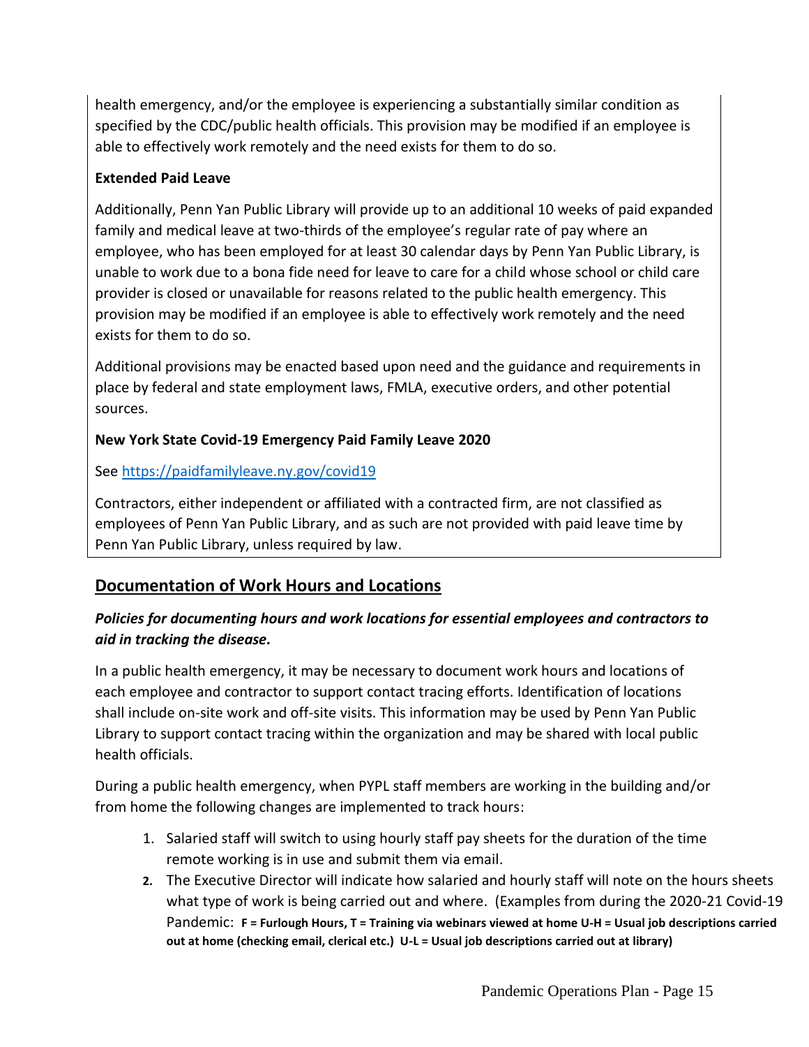health emergency, and/or the employee is experiencing a substantially similar condition as specified by the CDC/public health officials. This provision may be modified if an employee is able to effectively work remotely and the need exists for them to do so.

**Extended Paid Leave**

Additionally, Penn Yan Public Library will provide up to an additional 10 weeks of paid expanded family and medical leave at two-thirds of the employee's regular rate of pay where an employee, who has been employed for at least 30 calendar days by Penn Yan Public Library, is unable to work due to a bona fide need for leave to care for a child whose school or child care provider is closed or unavailable for reasons related to the public health emergency. This provision may be modified if an employee is able to effectively work remotely and the need exists for them to do so.

Additional provisions may be enacted based upon need and the guidance and requirements in place by federal and state employment laws, FMLA, executive orders, and other potential sources.

**New York State Covid-19 Emergency Paid Family Leave 2020**

See [https://paidfamilyleave.ny.gov/covid19](https://paidfamilyleave.ny.gov/covid19)

Contractors, either independent or affiliated with a contracted firm, are not classified as employees of Penn Yan Public Library, and as such are not provided with paid leave time by Penn Yan Public Library, unless required by law.

## Documentation of Work Hours and Locations

***Policies for documenting hours and work locations for essential employees and contractors to aid in tracking the disease.***

In a public health emergency, it may be necessary to document work hours and locations of each employee and contractor to support contact tracing efforts. Identification of locations shall include on-site work and off-site visits. This information may be used by Penn Yan Public Library to support contact tracing within the organization and may be shared with local public health officials.

During a public health emergency, when PYPL staff members are working in the building and/or from home the following changes are implemented to track hours:

1. Salaried staff will switch to using hourly staff pay sheets for the duration of the time remote working is in use and submit them via email.
2. The Executive Director will indicate how salaried and hourly staff will note on the hours sheets what type of work is being carried out and where. (Examples from during the 2020-21 Covid-19 Pandemic: **F = Furlough Hours, T = Training via webinars viewed at home U-H = Usual job descriptions carried out at home (checking email, clerical etc.) U-L = Usual job descriptions carried out at library)**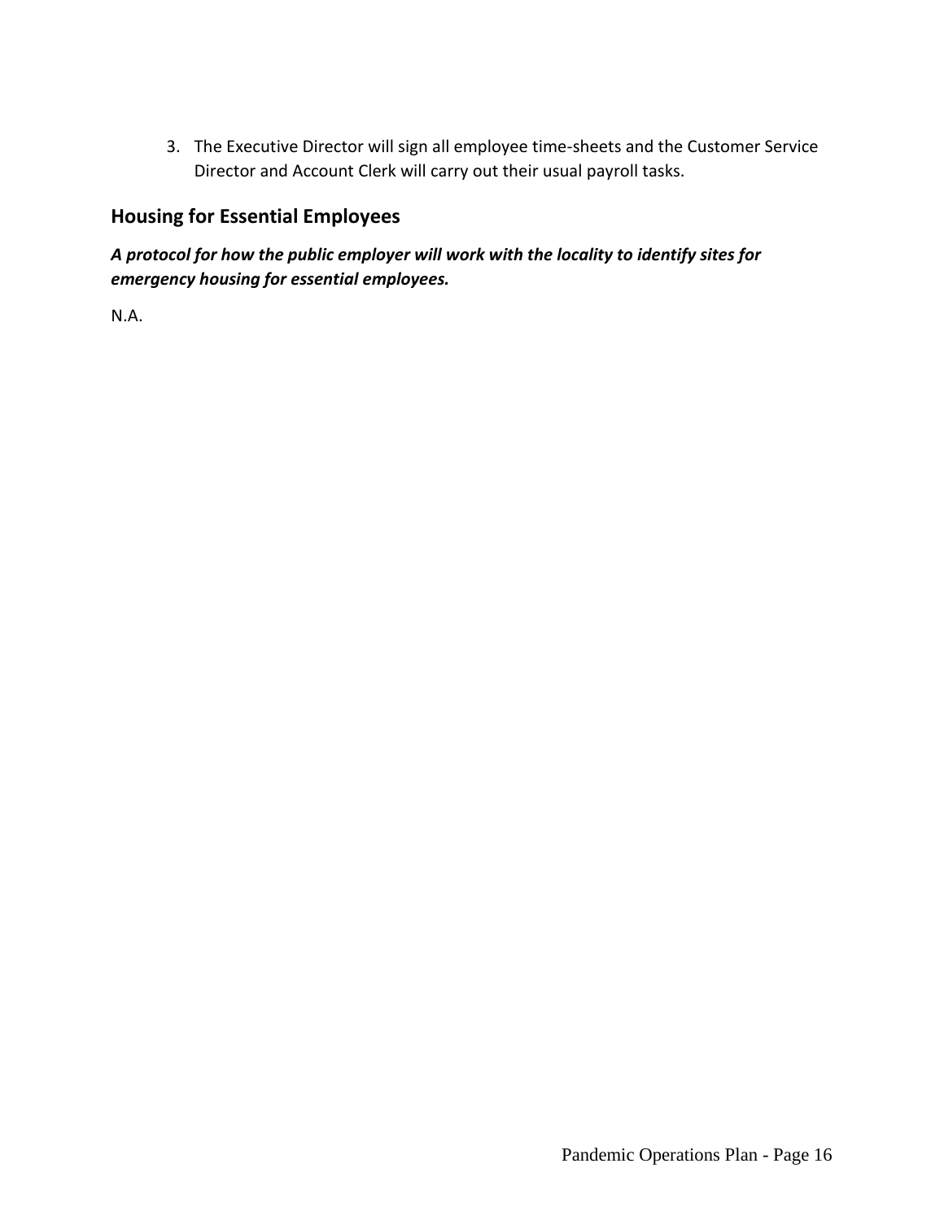3. The Executive Director will sign all employee time-sheets and the Customer Service Director and Account Clerk will carry out their usual payroll tasks.

## Housing for Essential Employees

***A protocol for how the public employer will work with the locality to identify sites for emergency housing for essential employees.***

N.A.